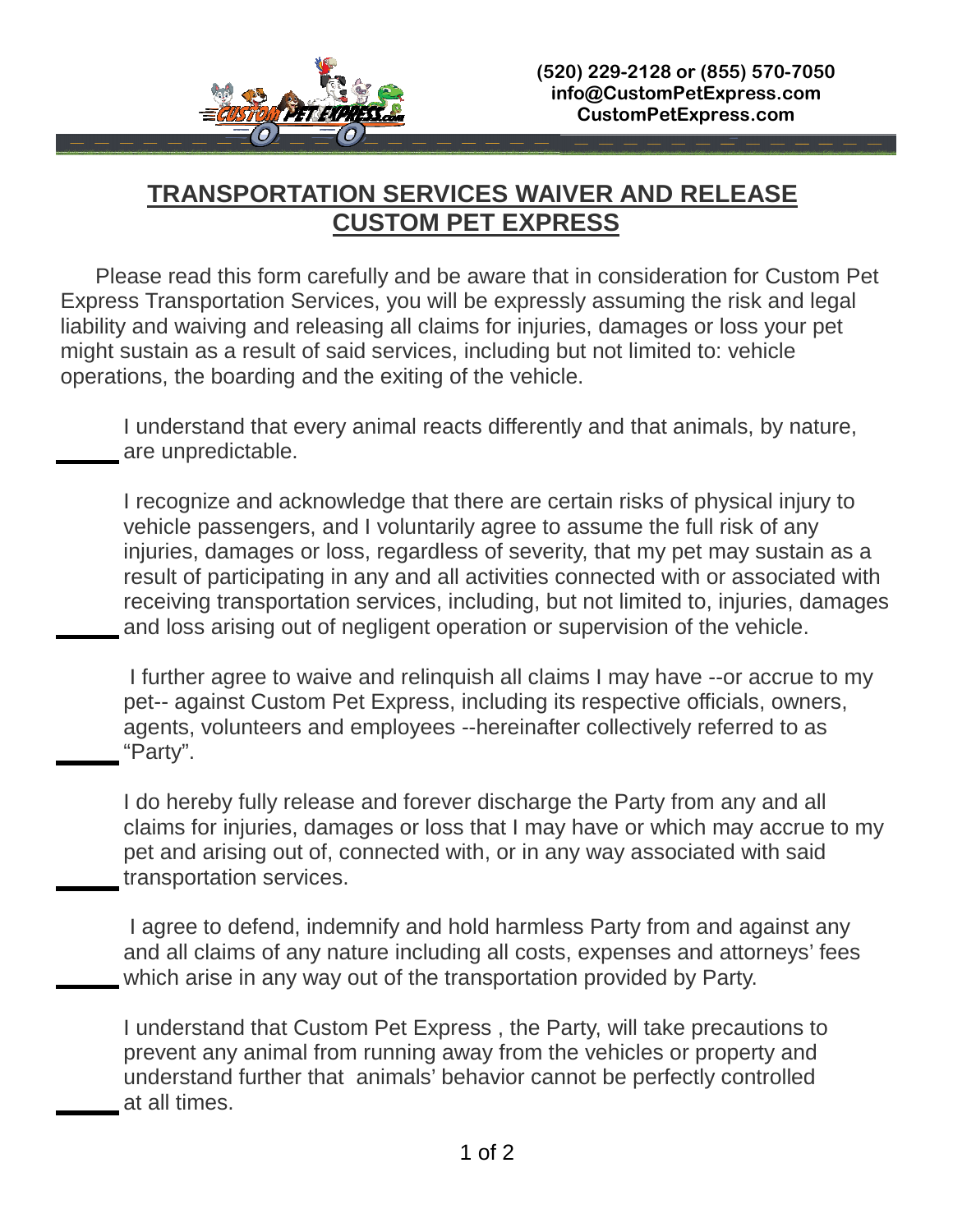(520) 229-2128 or (855) 570-7050
info@CustomPetExpress.com
CustomPetExpress.com

# TRANSPORTATION SERVICES WAIVER AND RELEASE
# CUSTOM PET EXPRESS

Please read this form carefully and be aware that in consideration for Custom Pet Express Transportation Services, you will be expressly assuming the risk and legal liability and waiving and releasing all claims for injuries, damages or loss your pet might sustain as a result of said services, including but not limited to: vehicle operations, the boarding and the exiting of the vehicle.

______ I understand that every animal reacts differently and that animals, by nature, are unpredictable.

______ I recognize and acknowledge that there are certain risks of physical injury to vehicle passengers, and I voluntarily agree to assume the full risk of any injuries, damages or loss, regardless of severity, that my pet may sustain as a result of participating in any and all activities connected with or associated with receiving transportation services, including, but not limited to, injuries, damages and loss arising out of negligent operation or supervision of the vehicle.

______ I further agree to waive and relinquish all claims I may have --or accrue to my pet-- against Custom Pet Express, including its respective officials, owners, agents, volunteers and employees --hereinafter collectively referred to as "Party".

______ I do hereby fully release and forever discharge the Party from any and all claims for injuries, damages or loss that I may have or which may accrue to my pet and arising out of, connected with, or in any way associated with said transportation services.

______ I agree to defend, indemnify and hold harmless Party from and against any and all claims of any nature including all costs, expenses and attorneys' fees which arise in any way out of the transportation provided by Party.

______ I understand that Custom Pet Express , the Party, will take precautions to prevent any animal from running away from the vehicles or property and understand further that animals' behavior cannot be perfectly controlled at all times.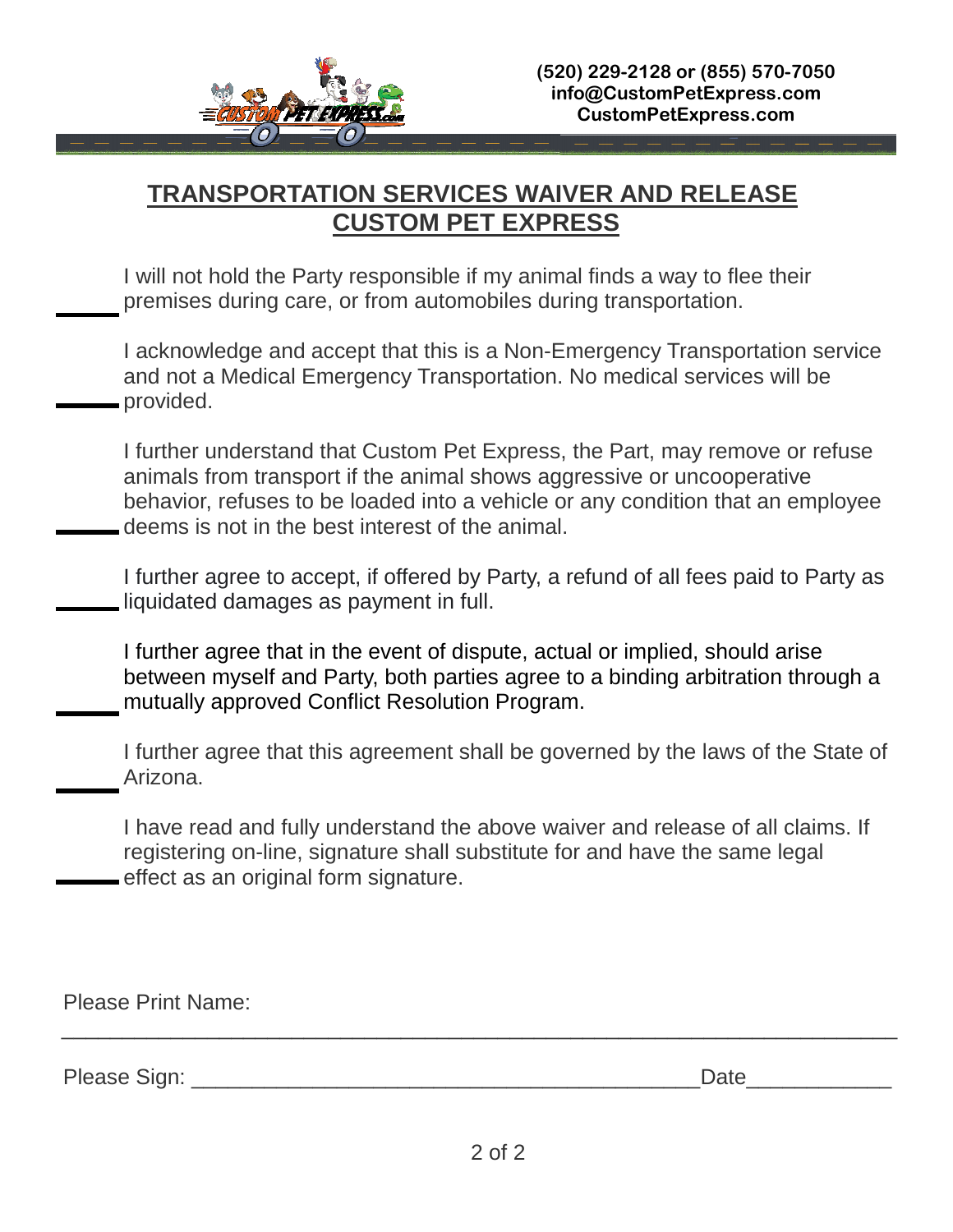(520) 229-2128 or (855) 570-7050
info@CustomPetExpress.com
CustomPetExpress.com

# TRANSPORTATION SERVICES WAIVER AND RELEASE
# CUSTOM PET EXPRESS

______ I will not hold the Party responsible if my animal finds a way to flee their premises during care, or from automobiles during transportation.

______ I acknowledge and accept that this is a Non-Emergency Transportation service and not a Medical Emergency Transportation. No medical services will be provided.

______ I further understand that Custom Pet Express, the Part, may remove or refuse animals from transport if the animal shows aggressive or uncooperative behavior, refuses to be loaded into a vehicle or any condition that an employee deems is not in the best interest of the animal.

______ I further agree to accept, if offered by Party, a refund of all fees paid to Party as liquidated damages as payment in full.

______ I further agree that in the event of dispute, actual or implied, should arise between myself and Party, both parties agree to a binding arbitration through a mutually approved Conflict Resolution Program.

______ I further agree that this agreement shall be governed by the laws of the State of Arizona.

______ I have read and fully understand the above waiver and release of all claims. If registering on-line, signature shall substitute for and have the same legal effect as an original form signature.

Please Print Name: ____________________________________________________________

Please Sign: ________________________________________ Date____________